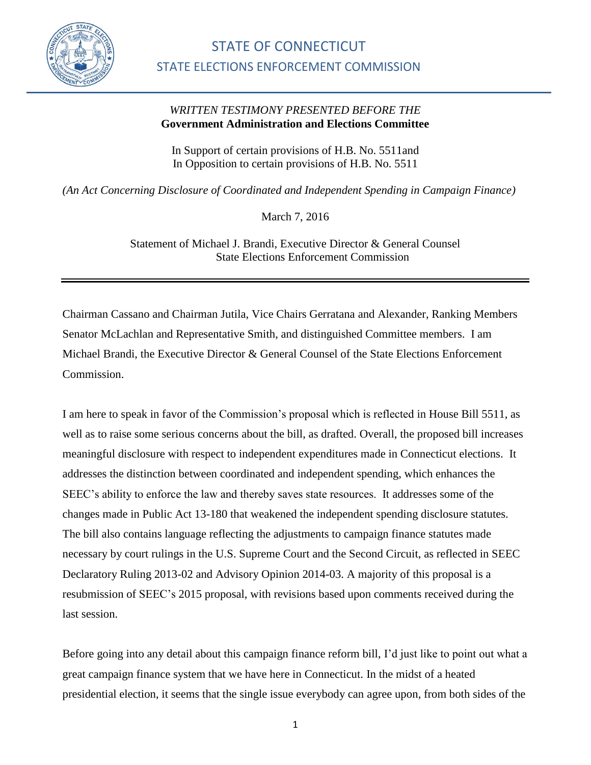# STATE OF CONNECTICUT

## STATE ELECTIONS ENFORCEMENT COMMISSION

*WRITTEN TESTIMONY PRESENTED BEFORE THE*
**Government Administration and Elections Committee**

In Support of certain provisions of H.B. No. 5511and
In Opposition to certain provisions of H.B. No. 5511

*(An Act Concerning Disclosure of Coordinated and Independent Spending in Campaign Finance)*

March 7, 2016

Statement of Michael J. Brandi, Executive Director & General Counsel
State Elections Enforcement Commission

---

Chairman Cassano and Chairman Jutila, Vice Chairs Gerratana and Alexander, Ranking Members Senator McLachlan and Representative Smith, and distinguished Committee members. I am Michael Brandi, the Executive Director & General Counsel of the State Elections Enforcement Commission.

I am here to speak in favor of the Commission's proposal which is reflected in House Bill 5511, as well as to raise some serious concerns about the bill, as drafted. Overall, the proposed bill increases meaningful disclosure with respect to independent expenditures made in Connecticut elections. It addresses the distinction between coordinated and independent spending, which enhances the SEEC's ability to enforce the law and thereby saves state resources. It addresses some of the changes made in Public Act 13-180 that weakened the independent spending disclosure statutes. The bill also contains language reflecting the adjustments to campaign finance statutes made necessary by court rulings in the U.S. Supreme Court and the Second Circuit, as reflected in SEEC Declaratory Ruling 2013-02 and Advisory Opinion 2014-03. A majority of this proposal is a resubmission of SEEC's 2015 proposal, with revisions based upon comments received during the last session.

Before going into any detail about this campaign finance reform bill, I'd just like to point out what a great campaign finance system that we have here in Connecticut. In the midst of a heated presidential election, it seems that the single issue everybody can agree upon, from both sides of the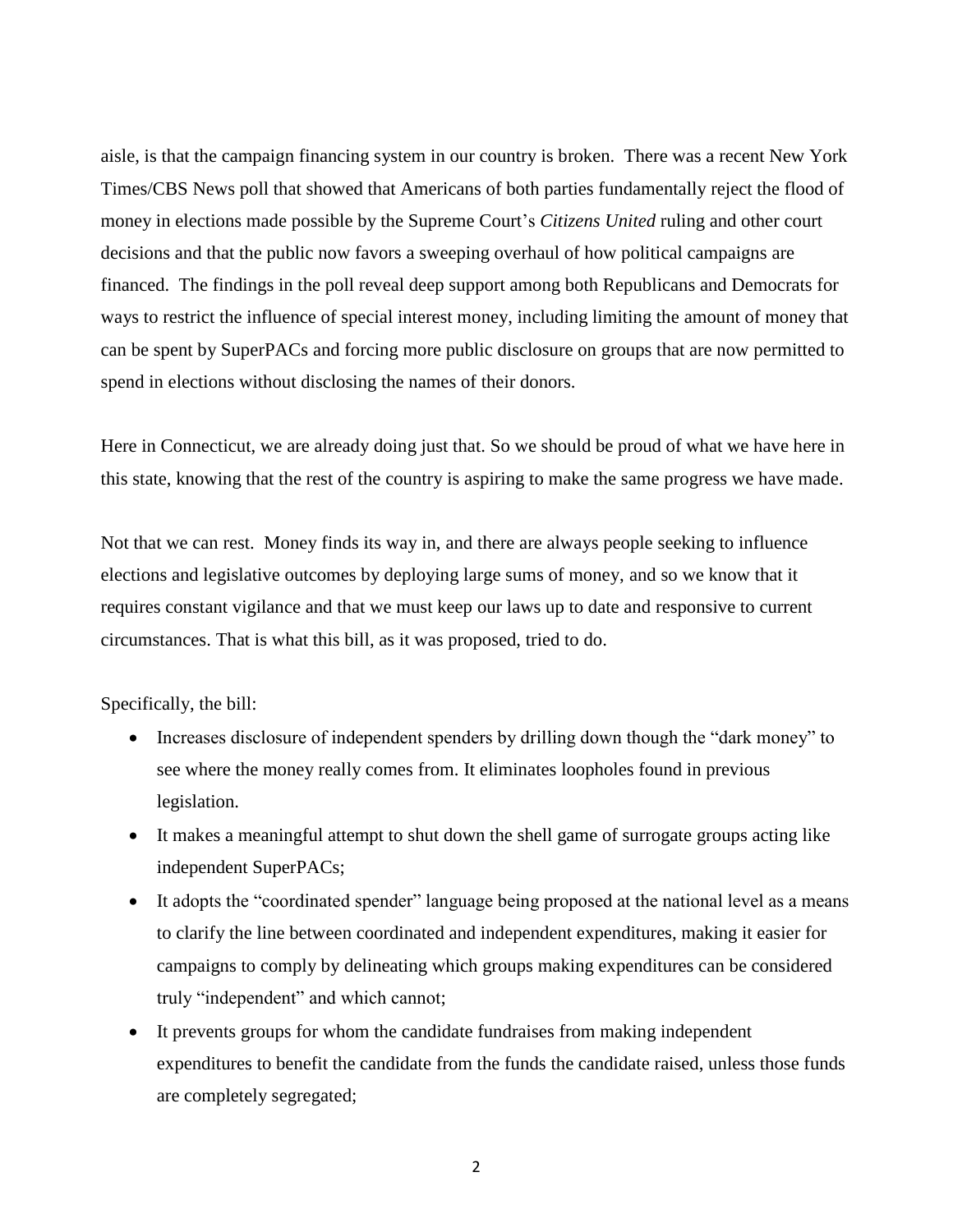aisle, is that the campaign financing system in our country is broken. There was a recent New York Times/CBS News poll that showed that Americans of both parties fundamentally reject the flood of money in elections made possible by the Supreme Court's *Citizens United* ruling and other court decisions and that the public now favors a sweeping overhaul of how political campaigns are financed. The findings in the poll reveal deep support among both Republicans and Democrats for ways to restrict the influence of special interest money, including limiting the amount of money that can be spent by SuperPACs and forcing more public disclosure on groups that are now permitted to spend in elections without disclosing the names of their donors.

Here in Connecticut, we are already doing just that. So we should be proud of what we have here in this state, knowing that the rest of the country is aspiring to make the same progress we have made.

Not that we can rest. Money finds its way in, and there are always people seeking to influence elections and legislative outcomes by deploying large sums of money, and so we know that it requires constant vigilance and that we must keep our laws up to date and responsive to current circumstances. That is what this bill, as it was proposed, tried to do.

Specifically, the bill:

- Increases disclosure of independent spenders by drilling down though the "dark money" to see where the money really comes from. It eliminates loopholes found in previous legislation.
- It makes a meaningful attempt to shut down the shell game of surrogate groups acting like independent SuperPACs;
- It adopts the "coordinated spender" language being proposed at the national level as a means to clarify the line between coordinated and independent expenditures, making it easier for campaigns to comply by delineating which groups making expenditures can be considered truly "independent" and which cannot;
- It prevents groups for whom the candidate fundraises from making independent expenditures to benefit the candidate from the funds the candidate raised, unless those funds are completely segregated;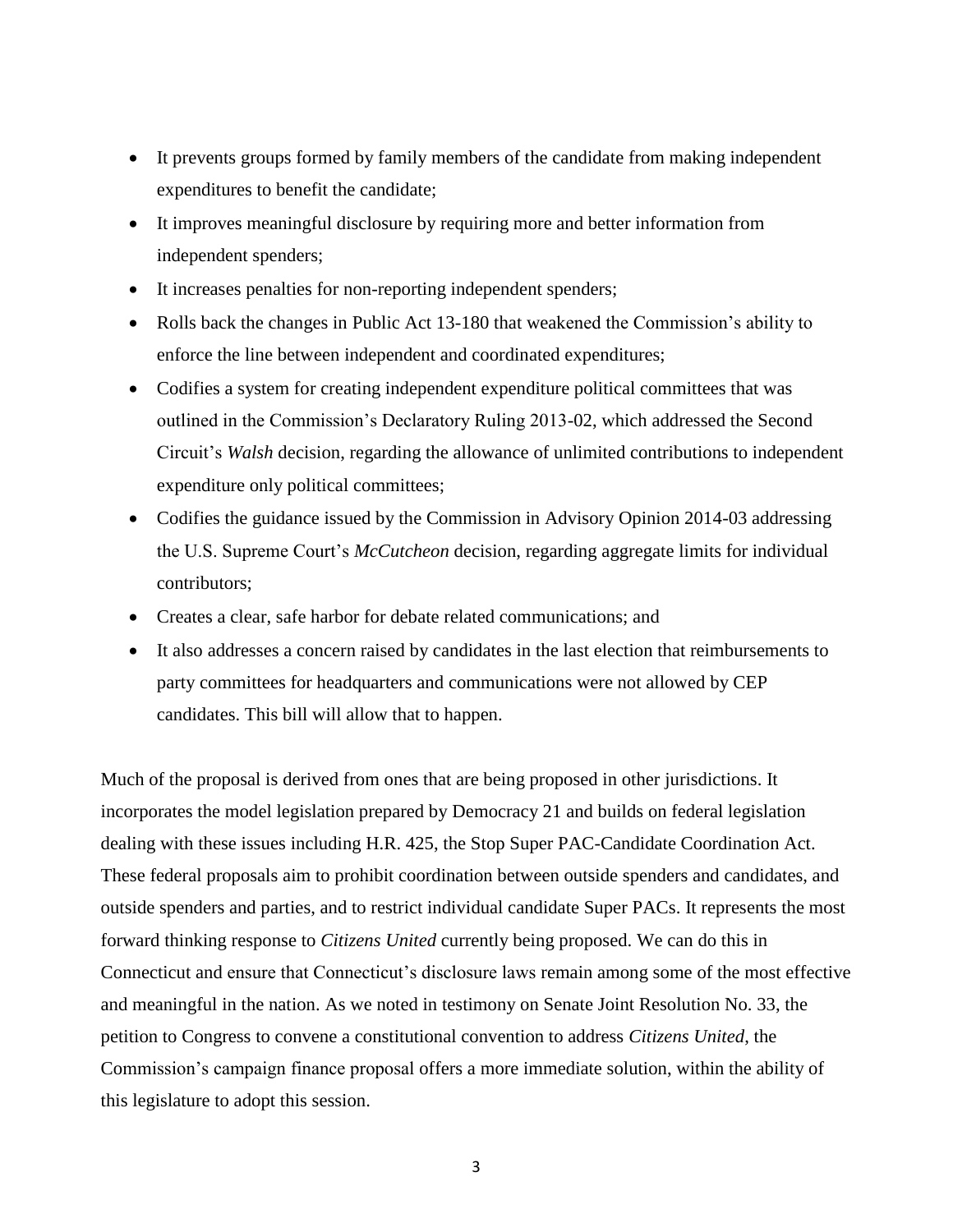- It prevents groups formed by family members of the candidate from making independent expenditures to benefit the candidate;
- It improves meaningful disclosure by requiring more and better information from independent spenders;
- It increases penalties for non-reporting independent spenders;
- Rolls back the changes in Public Act 13-180 that weakened the Commission's ability to enforce the line between independent and coordinated expenditures;
- Codifies a system for creating independent expenditure political committees that was outlined in the Commission's Declaratory Ruling 2013-02, which addressed the Second Circuit's *Walsh* decision, regarding the allowance of unlimited contributions to independent expenditure only political committees;
- Codifies the guidance issued by the Commission in Advisory Opinion 2014-03 addressing the U.S. Supreme Court's *McCutcheon* decision, regarding aggregate limits for individual contributors;
- Creates a clear, safe harbor for debate related communications; and
- It also addresses a concern raised by candidates in the last election that reimbursements to party committees for headquarters and communications were not allowed by CEP candidates. This bill will allow that to happen.

Much of the proposal is derived from ones that are being proposed in other jurisdictions. It incorporates the model legislation prepared by Democracy 21 and builds on federal legislation dealing with these issues including H.R. 425, the Stop Super PAC-Candidate Coordination Act. These federal proposals aim to prohibit coordination between outside spenders and candidates, and outside spenders and parties, and to restrict individual candidate Super PACs. It represents the most forward thinking response to *Citizens United* currently being proposed. We can do this in Connecticut and ensure that Connecticut's disclosure laws remain among some of the most effective and meaningful in the nation. As we noted in testimony on Senate Joint Resolution No. 33, the petition to Congress to convene a constitutional convention to address *Citizens United*, the Commission's campaign finance proposal offers a more immediate solution, within the ability of this legislature to adopt this session.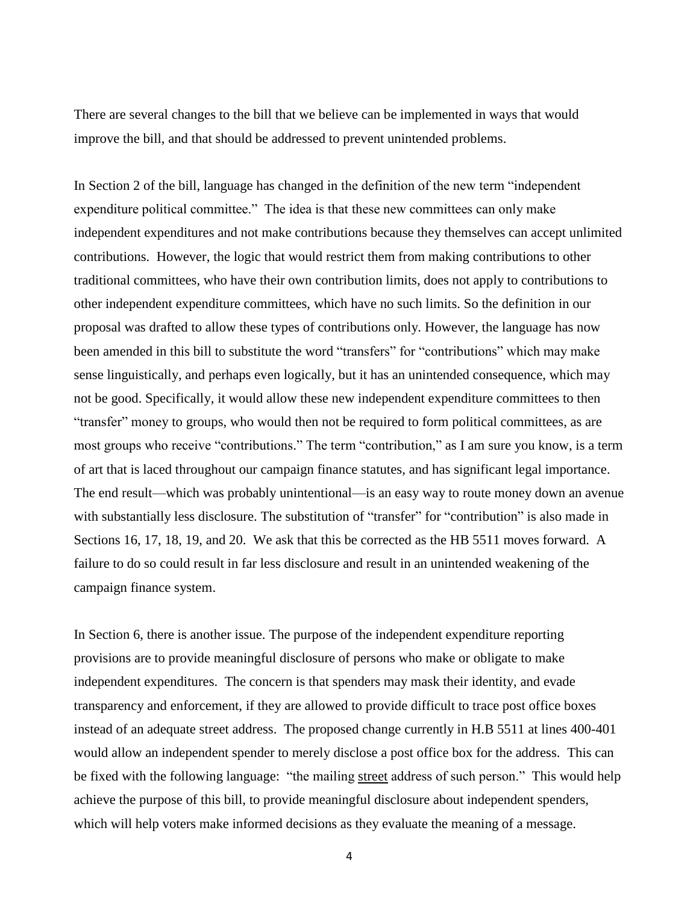There are several changes to the bill that we believe can be implemented in ways that would improve the bill, and that should be addressed to prevent unintended problems.

In Section 2 of the bill, language has changed in the definition of the new term "independent expenditure political committee." The idea is that these new committees can only make independent expenditures and not make contributions because they themselves can accept unlimited contributions. However, the logic that would restrict them from making contributions to other traditional committees, who have their own contribution limits, does not apply to contributions to other independent expenditure committees, which have no such limits. So the definition in our proposal was drafted to allow these types of contributions only. However, the language has now been amended in this bill to substitute the word "transfers" for "contributions" which may make sense linguistically, and perhaps even logically, but it has an unintended consequence, which may not be good. Specifically, it would allow these new independent expenditure committees to then "transfer" money to groups, who would then not be required to form political committees, as are most groups who receive "contributions." The term "contribution," as I am sure you know, is a term of art that is laced throughout our campaign finance statutes, and has significant legal importance. The end result—which was probably unintentional—is an easy way to route money down an avenue with substantially less disclosure. The substitution of "transfer" for "contribution" is also made in Sections 16, 17, 18, 19, and 20. We ask that this be corrected as the HB 5511 moves forward. A failure to do so could result in far less disclosure and result in an unintended weakening of the campaign finance system.

In Section 6, there is another issue. The purpose of the independent expenditure reporting provisions are to provide meaningful disclosure of persons who make or obligate to make independent expenditures. The concern is that spenders may mask their identity, and evade transparency and enforcement, if they are allowed to provide difficult to trace post office boxes instead of an adequate street address. The proposed change currently in H.B 5511 at lines 400-401 would allow an independent spender to merely disclose a post office box for the address. This can be fixed with the following language: "the mailing <u>street</u> address of such person." This would help achieve the purpose of this bill, to provide meaningful disclosure about independent spenders, which will help voters make informed decisions as they evaluate the meaning of a message.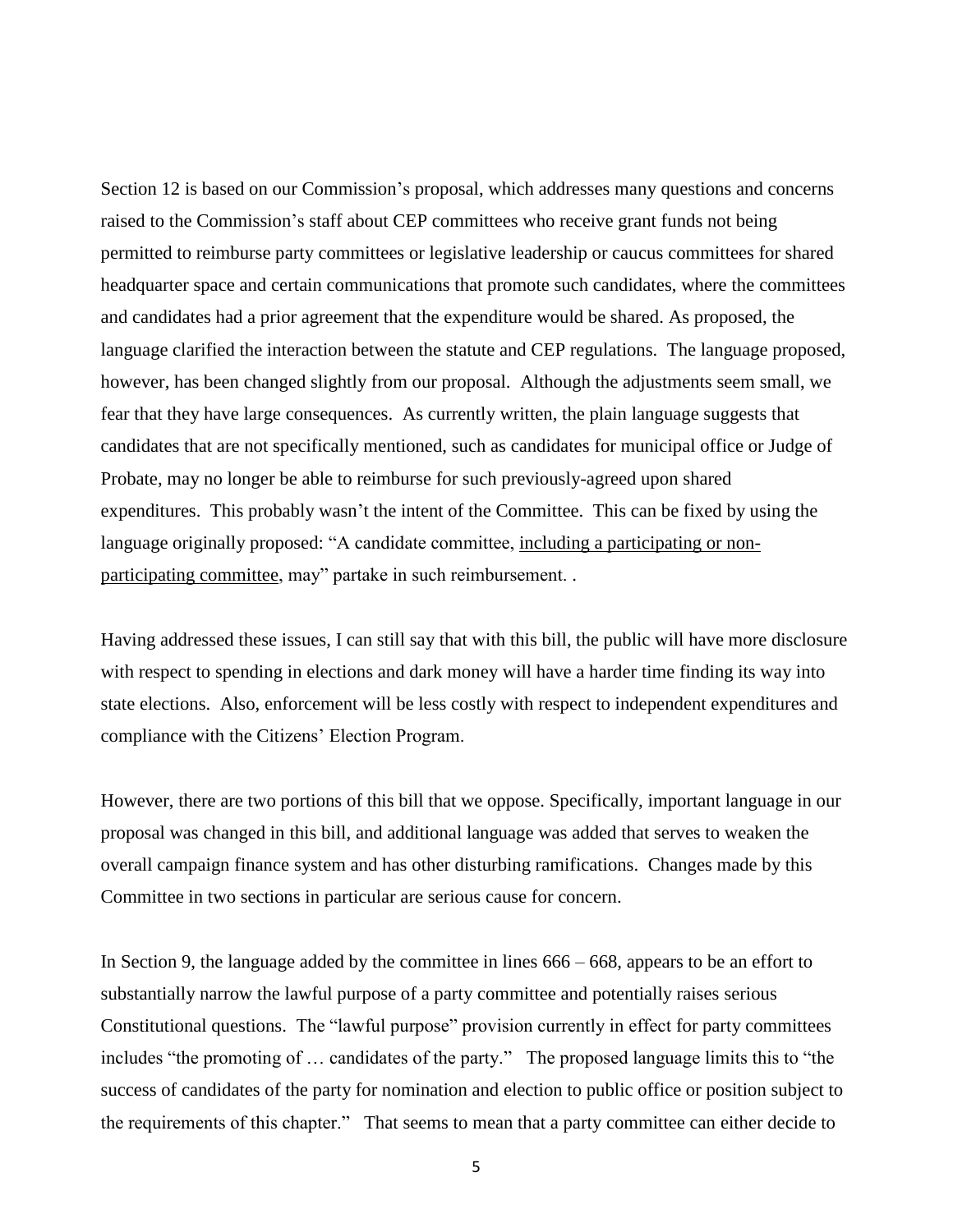Section 12 is based on our Commission's proposal, which addresses many questions and concerns raised to the Commission's staff about CEP committees who receive grant funds not being permitted to reimburse party committees or legislative leadership or caucus committees for shared headquarter space and certain communications that promote such candidates, where the committees and candidates had a prior agreement that the expenditure would be shared. As proposed, the language clarified the interaction between the statute and CEP regulations. The language proposed, however, has been changed slightly from our proposal. Although the adjustments seem small, we fear that they have large consequences. As currently written, the plain language suggests that candidates that are not specifically mentioned, such as candidates for municipal office or Judge of Probate, may no longer be able to reimburse for such previously-agreed upon shared expenditures. This probably wasn't the intent of the Committee. This can be fixed by using the language originally proposed: "A candidate committee, <u>including a participating or non-participating committee</u>, may" partake in such reimbursement. .

Having addressed these issues, I can still say that with this bill, the public will have more disclosure with respect to spending in elections and dark money will have a harder time finding its way into state elections. Also, enforcement will be less costly with respect to independent expenditures and compliance with the Citizens' Election Program.

However, there are two portions of this bill that we oppose. Specifically, important language in our proposal was changed in this bill, and additional language was added that serves to weaken the overall campaign finance system and has other disturbing ramifications. Changes made by this Committee in two sections in particular are serious cause for concern.

In Section 9, the language added by the committee in lines 666 – 668, appears to be an effort to substantially narrow the lawful purpose of a party committee and potentially raises serious Constitutional questions. The "lawful purpose" provision currently in effect for party committees includes "the promoting of … candidates of the party." The proposed language limits this to "the success of candidates of the party for nomination and election to public office or position subject to the requirements of this chapter." That seems to mean that a party committee can either decide to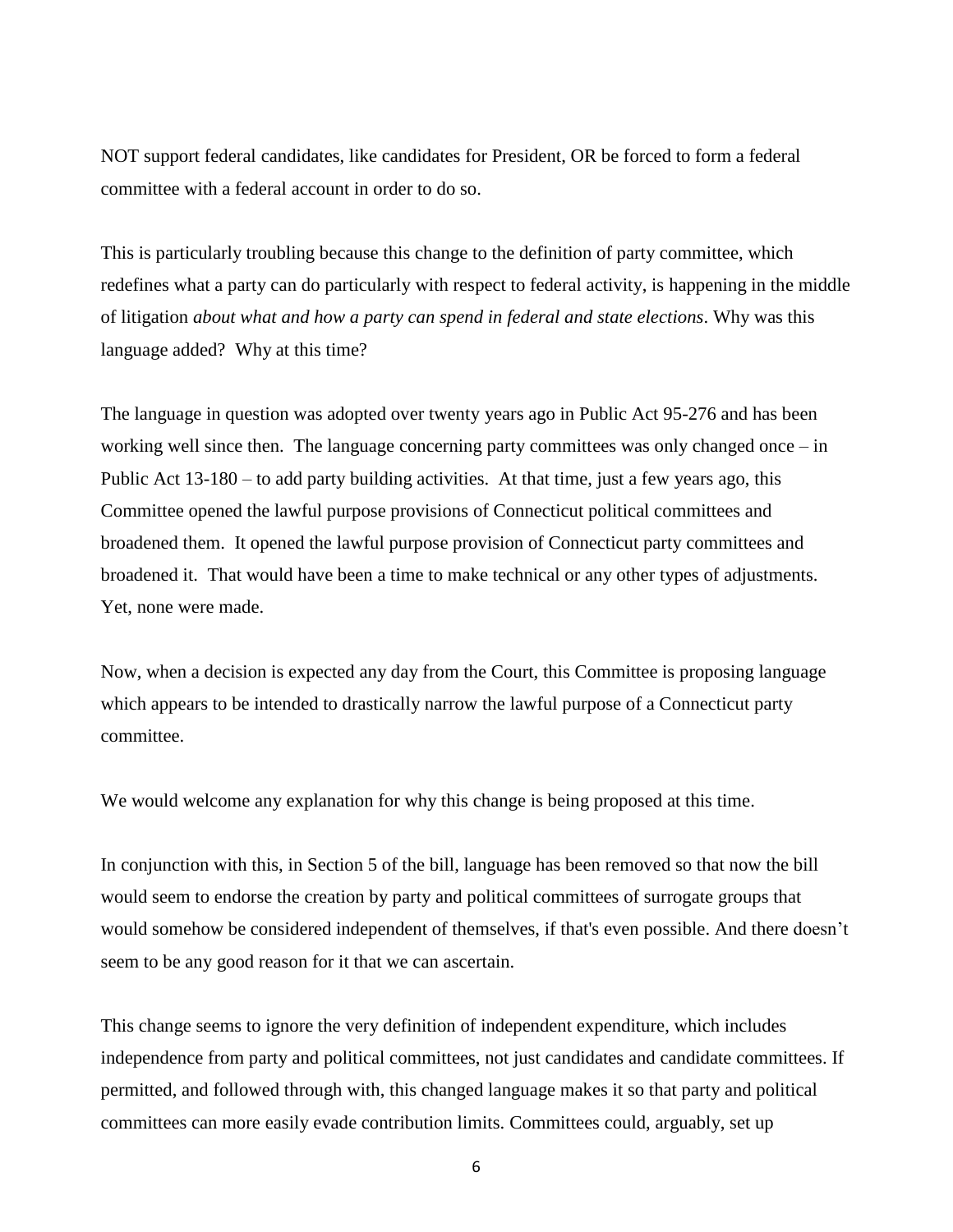NOT support federal candidates, like candidates for President, OR be forced to form a federal committee with a federal account in order to do so.

This is particularly troubling because this change to the definition of party committee, which redefines what a party can do particularly with respect to federal activity, is happening in the middle of litigation *about what and how a party can spend in federal and state elections*. Why was this language added? Why at this time?

The language in question was adopted over twenty years ago in Public Act 95-276 and has been working well since then. The language concerning party committees was only changed once – in Public Act 13-180 – to add party building activities. At that time, just a few years ago, this Committee opened the lawful purpose provisions of Connecticut political committees and broadened them. It opened the lawful purpose provision of Connecticut party committees and broadened it. That would have been a time to make technical or any other types of adjustments. Yet, none were made.

Now, when a decision is expected any day from the Court, this Committee is proposing language which appears to be intended to drastically narrow the lawful purpose of a Connecticut party committee.

We would welcome any explanation for why this change is being proposed at this time.

In conjunction with this, in Section 5 of the bill, language has been removed so that now the bill would seem to endorse the creation by party and political committees of surrogate groups that would somehow be considered independent of themselves, if that's even possible. And there doesn't seem to be any good reason for it that we can ascertain.

This change seems to ignore the very definition of independent expenditure, which includes independence from party and political committees, not just candidates and candidate committees. If permitted, and followed through with, this changed language makes it so that party and political committees can more easily evade contribution limits. Committees could, arguably, set up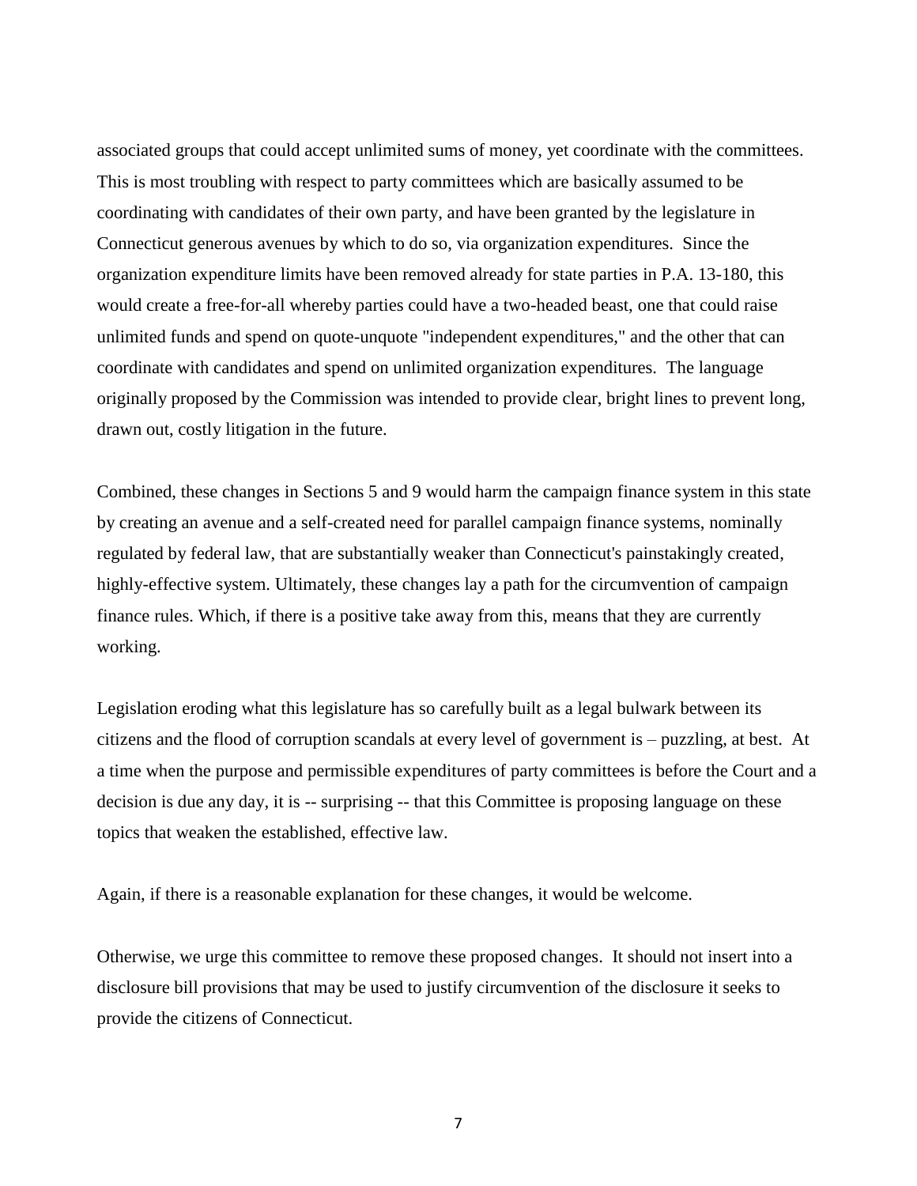associated groups that could accept unlimited sums of money, yet coordinate with the committees. This is most troubling with respect to party committees which are basically assumed to be coordinating with candidates of their own party, and have been granted by the legislature in Connecticut generous avenues by which to do so, via organization expenditures. Since the organization expenditure limits have been removed already for state parties in P.A. 13-180, this would create a free-for-all whereby parties could have a two-headed beast, one that could raise unlimited funds and spend on quote-unquote "independent expenditures," and the other that can coordinate with candidates and spend on unlimited organization expenditures. The language originally proposed by the Commission was intended to provide clear, bright lines to prevent long, drawn out, costly litigation in the future.

Combined, these changes in Sections 5 and 9 would harm the campaign finance system in this state by creating an avenue and a self-created need for parallel campaign finance systems, nominally regulated by federal law, that are substantially weaker than Connecticut's painstakingly created, highly-effective system. Ultimately, these changes lay a path for the circumvention of campaign finance rules. Which, if there is a positive take away from this, means that they are currently working.

Legislation eroding what this legislature has so carefully built as a legal bulwark between its citizens and the flood of corruption scandals at every level of government is – puzzling, at best. At a time when the purpose and permissible expenditures of party committees is before the Court and a decision is due any day, it is -- surprising -- that this Committee is proposing language on these topics that weaken the established, effective law.

Again, if there is a reasonable explanation for these changes, it would be welcome.

Otherwise, we urge this committee to remove these proposed changes. It should not insert into a disclosure bill provisions that may be used to justify circumvention of the disclosure it seeks to provide the citizens of Connecticut.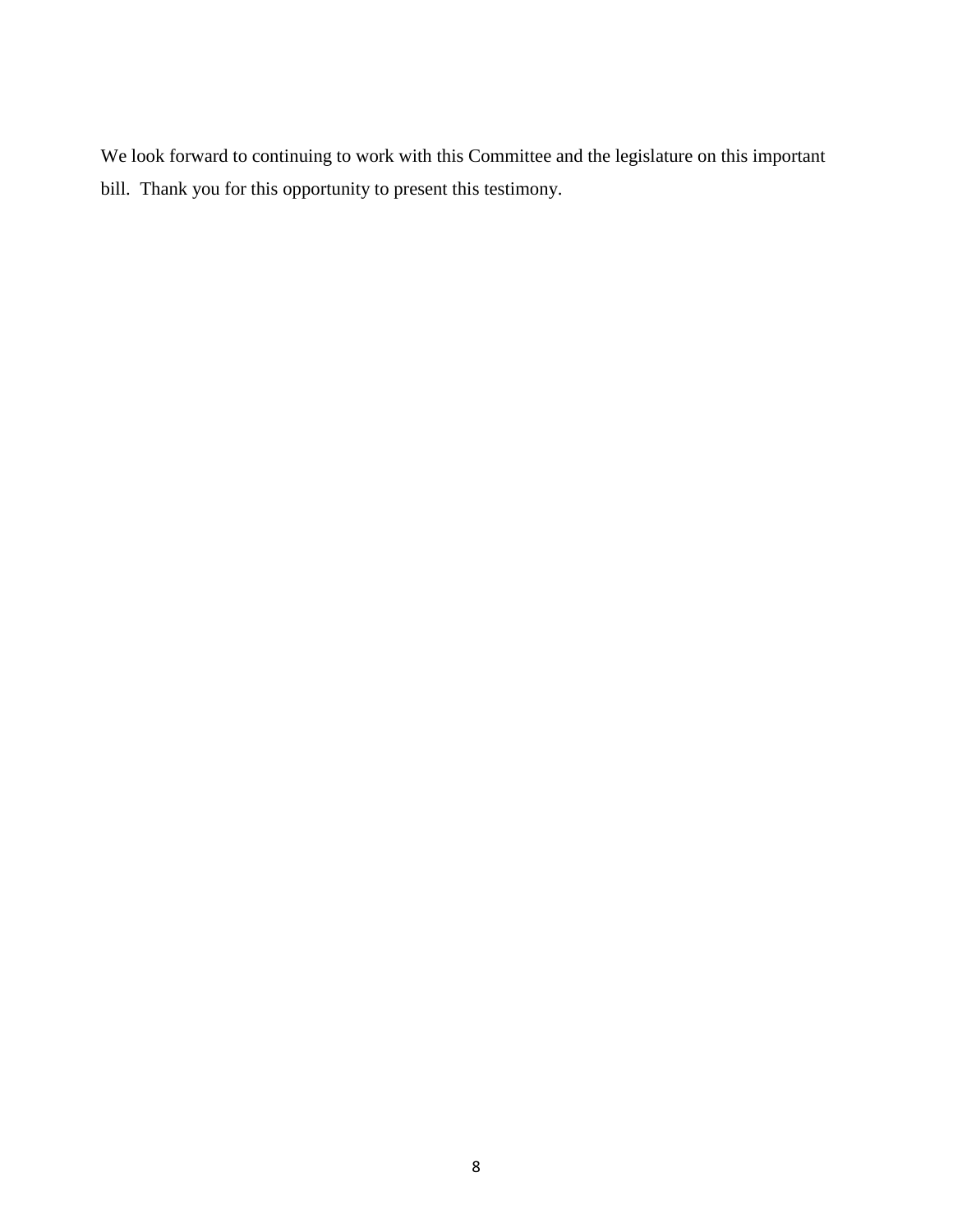We look forward to continuing to work with this Committee and the legislature on this important bill. Thank you for this opportunity to present this testimony.